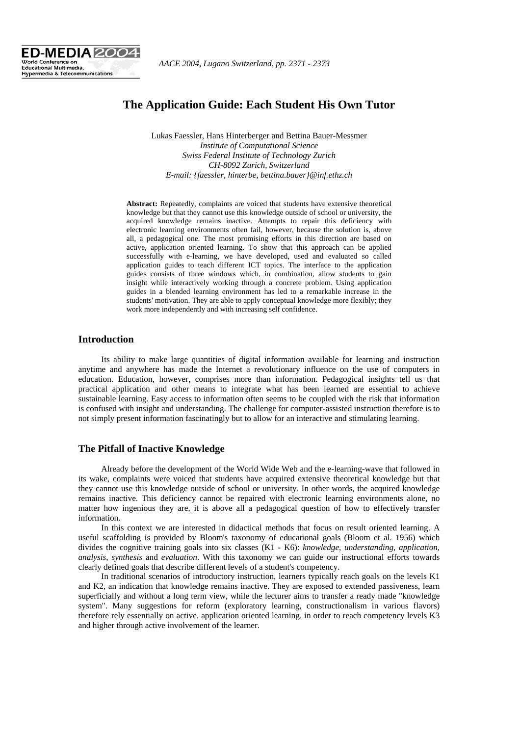# The Application Guide: Each Student His Own Tutor

Lukas Faessler, Hans Hinterberger and Bettina Bauer-Messmer
*Institute of Computational Science*
*Swiss Federal Institute of Technology Zurich*
*CH-8092 Zurich, Switzerland*
*E-mail: {faessler, hinterbe, bettina.bauer}@inf.ethz.ch*

**Abstract:** Repeatedly, complaints are voiced that students have extensive theoretical knowledge but that they cannot use this knowledge outside of school or university, the acquired knowledge remains inactive. Attempts to repair this deficiency with electronic learning environments often fail, however, because the solution is, above all, a pedagogical one. The most promising efforts in this direction are based on active, application oriented learning. To show that this approach can be applied successfully with e-learning, we have developed, used and evaluated so called application guides to teach different ICT topics. The interface to the application guides consists of three windows which, in combination, allow students to gain insight while interactively working through a concrete problem. Using application guides in a blended learning environment has led to a remarkable increase in the students' motivation. They are able to apply conceptual knowledge more flexibly; they work more independently and with increasing self confidence.

## Introduction

Its ability to make large quantities of digital information available for learning and instruction anytime and anywhere has made the Internet a revolutionary influence on the use of computers in education. Education, however, comprises more than information. Pedagogical insights tell us that practical application and other means to integrate what has been learned are essential to achieve sustainable learning. Easy access to information often seems to be coupled with the risk that information is confused with insight and understanding. The challenge for computer-assisted instruction therefore is to not simply present information fascinatingly but to allow for an interactive and stimulating learning.

## The Pitfall of Inactive Knowledge

Already before the development of the World Wide Web and the e-learning-wave that followed in its wake, complaints were voiced that students have acquired extensive theoretical knowledge but that they cannot use this knowledge outside of school or university. In other words, the acquired knowledge remains inactive. This deficiency cannot be repaired with electronic learning environments alone, no matter how ingenious they are, it is above all a pedagogical question of how to effectively transfer information.

In this context we are interested in didactical methods that focus on result oriented learning. A useful scaffolding is provided by Bloom's taxonomy of educational goals (Bloom et al. 1956) which divides the cognitive training goals into six classes (K1 - K6): *knowledge*, *understanding*, *application*, *analysis*, *synthesis* and *evaluation*. With this taxonomy we can guide our instructional efforts towards clearly defined goals that describe different levels of a student's competency.

In traditional scenarios of introductory instruction, learners typically reach goals on the levels K1 and K2, an indication that knowledge remains inactive. They are exposed to extended passiveness, learn superficially and without a long term view, while the lecturer aims to transfer a ready made "knowledge system". Many suggestions for reform (exploratory learning, constructionalism in various flavors) therefore rely essentially on active, application oriented learning, in order to reach competency levels K3 and higher through active involvement of the learner.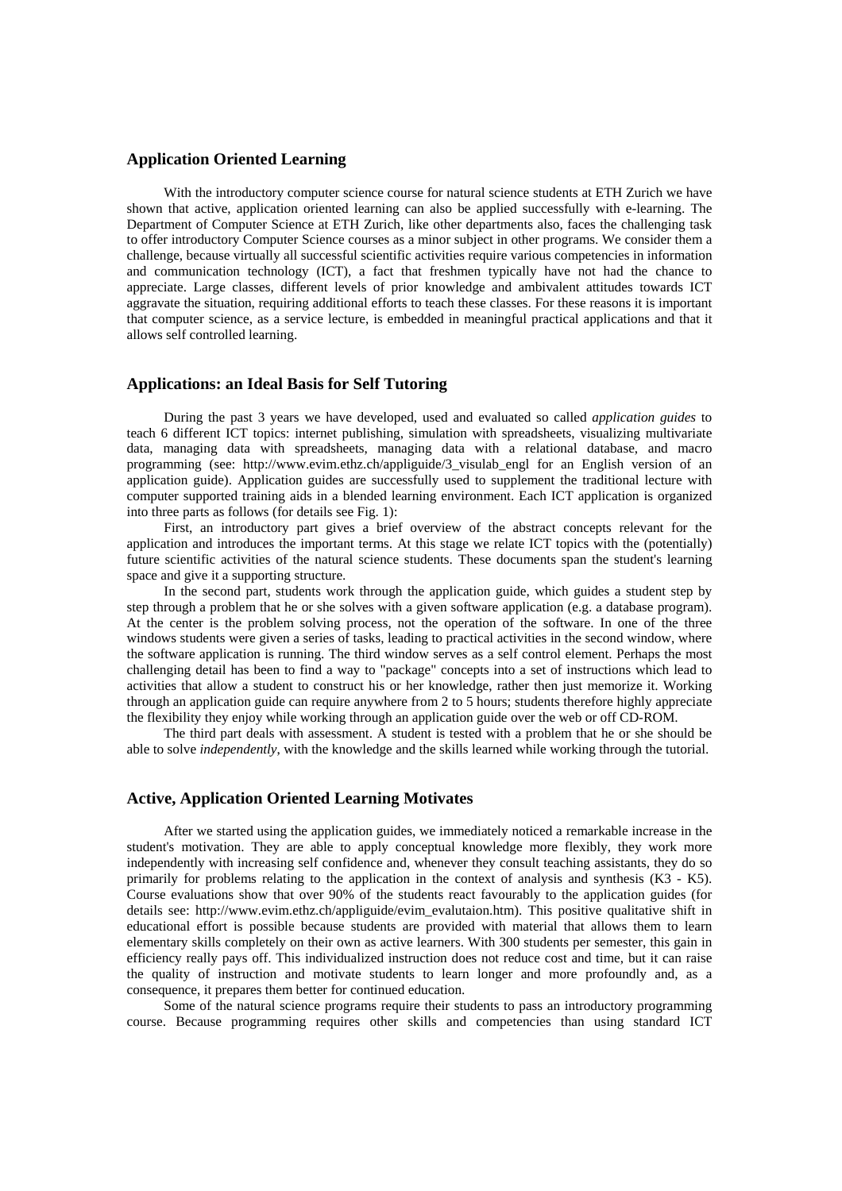## Application Oriented Learning

With the introductory computer science course for natural science students at ETH Zurich we have shown that active, application oriented learning can also be applied successfully with e-learning. The Department of Computer Science at ETH Zurich, like other departments also, faces the challenging task to offer introductory Computer Science courses as a minor subject in other programs. We consider them a challenge, because virtually all successful scientific activities require various competencies in information and communication technology (ICT), a fact that freshmen typically have not had the chance to appreciate. Large classes, different levels of prior knowledge and ambivalent attitudes towards ICT aggravate the situation, requiring additional efforts to teach these classes. For these reasons it is important that computer science, as a service lecture, is embedded in meaningful practical applications and that it allows self controlled learning.

## Applications: an Ideal Basis for Self Tutoring

During the past 3 years we have developed, used and evaluated so called *application guides* to teach 6 different ICT topics: internet publishing, simulation with spreadsheets, visualizing multivariate data, managing data with spreadsheets, managing data with a relational database, and macro programming (see: http://www.evim.ethz.ch/appliguide/3_visulab_engl for an English version of an application guide). Application guides are successfully used to supplement the traditional lecture with computer supported training aids in a blended learning environment. Each ICT application is organized into three parts as follows (for details see Fig. 1):

First, an introductory part gives a brief overview of the abstract concepts relevant for the application and introduces the important terms. At this stage we relate ICT topics with the (potentially) future scientific activities of the natural science students. These documents span the student's learning space and give it a supporting structure.

In the second part, students work through the application guide, which guides a student step by step through a problem that he or she solves with a given software application (e.g. a database program). At the center is the problem solving process, not the operation of the software. In one of the three windows students were given a series of tasks, leading to practical activities in the second window, where the software application is running. The third window serves as a self control element. Perhaps the most challenging detail has been to find a way to "package" concepts into a set of instructions which lead to activities that allow a student to construct his or her knowledge, rather then just memorize it. Working through an application guide can require anywhere from 2 to 5 hours; students therefore highly appreciate the flexibility they enjoy while working through an application guide over the web or off CD-ROM.

The third part deals with assessment. A student is tested with a problem that he or she should be able to solve *independently*, with the knowledge and the skills learned while working through the tutorial.

## Active, Application Oriented Learning Motivates

After we started using the application guides, we immediately noticed a remarkable increase in the student's motivation. They are able to apply conceptual knowledge more flexibly, they work more independently with increasing self confidence and, whenever they consult teaching assistants, they do so primarily for problems relating to the application in the context of analysis and synthesis (K3 - K5). Course evaluations show that over 90% of the students react favourably to the application guides (for details see: http://www.evim.ethz.ch/appliguide/evim_evalutaion.htm). This positive qualitative shift in educational effort is possible because students are provided with material that allows them to learn elementary skills completely on their own as active learners. With 300 students per semester, this gain in efficiency really pays off. This individualized instruction does not reduce cost and time, but it can raise the quality of instruction and motivate students to learn longer and more profoundly and, as a consequence, it prepares them better for continued education.

Some of the natural science programs require their students to pass an introductory programming course. Because programming requires other skills and competencies than using standard ICT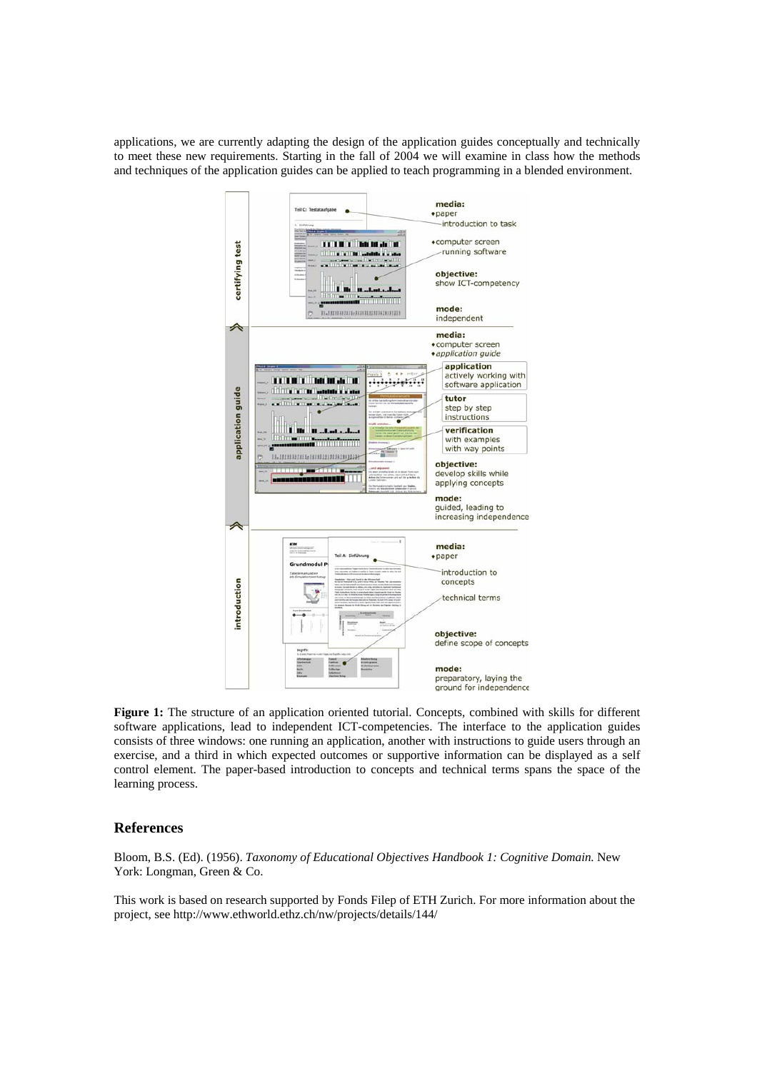applications, we are currently adapting the design of the application guides conceptually and technically to meet these new requirements. Starting in the fall of 2004 we will examine in class how the methods and techniques of the application guides can be applied to teach programming in a blended environment.

certifying test

Teil C: Testaufgabe

media:
♦paper
introduction to task

♦computer screen
running software

objective:
show ICT-competency

mode:
independent

application guide

media:
♦computer screen
♦application guide

application
actively working with software application

tutor
step by step instructions

verification
with examples
with way points

objective:
develop skills while applying concepts

mode:
guided, leading to increasing independence

introduction

Teil A: Einführung

media:
♦paper

introduction to concepts

technical terms

objective:
define scope of concepts

mode:
preparatory, laying the ground for independence

**Figure 1:** The structure of an application oriented tutorial. Concepts, combined with skills for different software applications, lead to independent ICT-competencies. The interface to the application guides consists of three windows: one running an application, another with instructions to guide users through an exercise, and a third in which expected outcomes or supportive information can be displayed as a self control element. The paper-based introduction to concepts and technical terms spans the space of the learning process.

## References

Bloom, B.S. (Ed). (1956). *Taxonomy of Educational Objectives Handbook 1: Cognitive Domain.* New York: Longman, Green & Co.

This work is based on research supported by Fonds Filep of ETH Zurich. For more information about the project, see http://www.ethworld.ethz.ch/nw/projects/details/144/